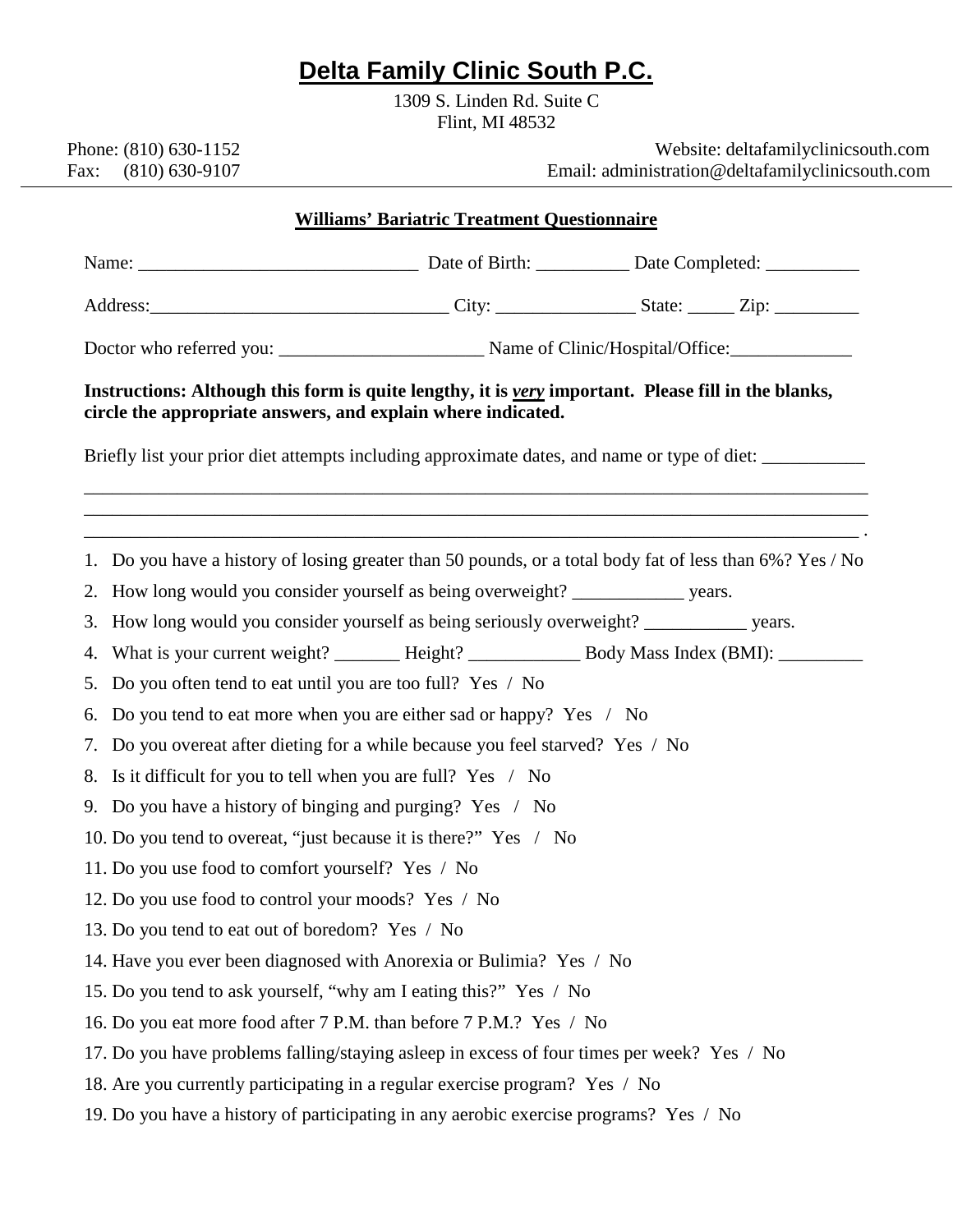# Delta Family Clinic South P.C.

1309 S. Linden Rd. Suite C
Flint, MI 48532

Phone: (810) 630-1152
Fax: (810) 630-9107

Website: deltafamilyclinicsouth.com
Email: administration@deltafamilyclinicsouth.com

## Williams' Bariatric Treatment Questionnaire

Name: ______________________________ Date of Birth: __________ Date Completed: __________

Address:________________________________ City: _______________ State: _____ Zip: _________

Doctor who referred you: ______________________ Name of Clinic/Hospital/Office:_____________

**Instructions: Although this form is quite lengthy, it is *very* important. Please fill in the blanks, circle the appropriate answers, and explain where indicated.**

Briefly list your prior diet attempts including approximate dates, and name or type of diet: ___________
_____________________________________________________________________________________
_____________________________________________________________________________________
_____________________________________________________________________________________ .

1. Do you have a history of losing greater than 50 pounds, or a total body fat of less than 6%? Yes / No
2. How long would you consider yourself as being overweight? ____________ years.
3. How long would you consider yourself as being seriously overweight? ___________ years.
4. What is your current weight? _______ Height? ____________ Body Mass Index (BMI): _________
5. Do you often tend to eat until you are too full? Yes / No
6. Do you tend to eat more when you are either sad or happy? Yes / No
7. Do you overeat after dieting for a while because you feel starved? Yes / No
8. Is it difficult for you to tell when you are full? Yes / No
9. Do you have a history of binging and purging? Yes / No
10. Do you tend to overeat, "just because it is there?" Yes / No
11. Do you use food to comfort yourself? Yes / No
12. Do you use food to control your moods? Yes / No
13. Do you tend to eat out of boredom? Yes / No
14. Have you ever been diagnosed with Anorexia or Bulimia? Yes / No
15. Do you tend to ask yourself, "why am I eating this?" Yes / No
16. Do you eat more food after 7 P.M. than before 7 P.M.? Yes / No
17. Do you have problems falling/staying asleep in excess of four times per week? Yes / No
18. Are you currently participating in a regular exercise program? Yes / No
19. Do you have a history of participating in any aerobic exercise programs? Yes / No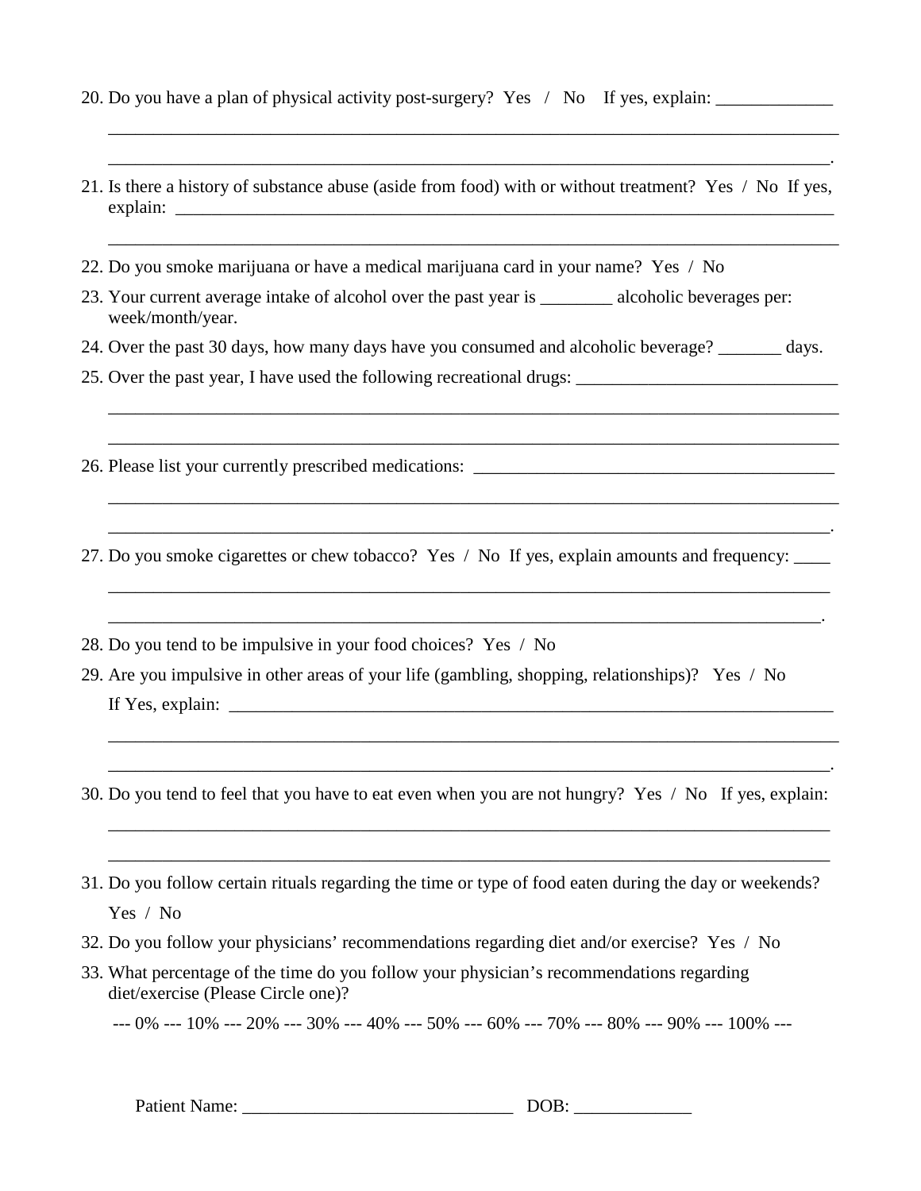20. Do you have a plan of physical activity post-surgery? Yes / No If yes, explain: _____________
    ________________________________________________________________________________
    ________________________________________________________________________________.

21. Is there a history of substance abuse (aside from food) with or without treatment? Yes / No If yes, explain: ___________________________________________________________________________
    ________________________________________________________________________________

22. Do you smoke marijuana or have a medical marijuana card in your name? Yes / No

23. Your current average intake of alcohol over the past year is ________ alcoholic beverages per: week/month/year.

24. Over the past 30 days, how many days have you consumed and alcoholic beverage? _______ days.

25. Over the past year, I have used the following recreational drugs: _____________________________
    ________________________________________________________________________________
    ________________________________________________________________________________

26. Please list your currently prescribed medications: ________________________________________
    ________________________________________________________________________________
    ________________________________________________________________________________.

27. Do you smoke cigarettes or chew tobacco? Yes / No If yes, explain amounts and frequency: ____
    ________________________________________________________________________________
    ________________________________________________________________________________.

28. Do you tend to be impulsive in your food choices? Yes / No

29. Are you impulsive in other areas of your life (gambling, shopping, relationships)? Yes / No

    If Yes, explain: _______________________________________________________________________
    ________________________________________________________________________________
    ________________________________________________________________________________.

30. Do you tend to feel that you have to eat even when you are not hungry? Yes / No If yes, explain:
    ________________________________________________________________________________
    ________________________________________________________________________________

31. Do you follow certain rituals regarding the time or type of food eaten during the day or weekends?

    Yes / No

32. Do you follow your physicians' recommendations regarding diet and/or exercise? Yes / No

33. What percentage of the time do you follow your physician's recommendations regarding diet/exercise (Please Circle one)?

    --- 0% --- 10% --- 20% --- 30% --- 40% --- 50% --- 60% --- 70% --- 80% --- 90% --- 100% ---

Patient Name: ______________________________ DOB: _____________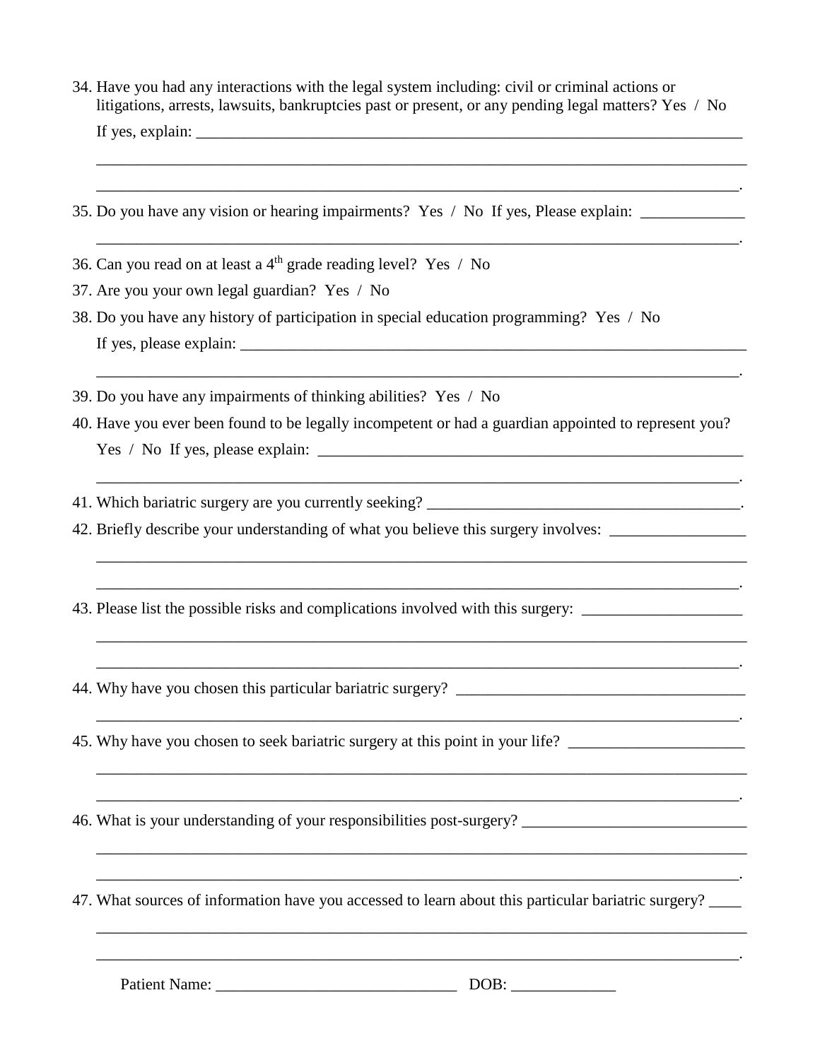34. Have you had any interactions with the legal system including: civil or criminal actions or litigations, arrests, lawsuits, bankruptcies past or present, or any pending legal matters? Yes / No

    If yes, explain: ______________________________________________________________________

    ______________________________________________________________________________

    ______________________________________________________________________________.

35. Do you have any vision or hearing impairments? Yes / No If yes, Please explain: _____________

    ______________________________________________________________________________.

36. Can you read on at least a 4th grade reading level? Yes / No

37. Are you your own legal guardian? Yes / No

38. Do you have any history of participation in special education programming? Yes / No

    If yes, please explain: __________________________________________________________________

    ______________________________________________________________________________.

39. Do you have any impairments of thinking abilities? Yes / No

40. Have you ever been found to be legally incompetent or had a guardian appointed to represent you?

    Yes / No If yes, please explain: ______________________________________________________

    ______________________________________________________________________________.

41. Which bariatric surgery are you currently seeking? ________________________________________.

42. Briefly describe your understanding of what you believe this surgery involves: _________________

    ______________________________________________________________________________

    ______________________________________________________________________________.

43. Please list the possible risks and complications involved with this surgery: ____________________

    ______________________________________________________________________________

    ______________________________________________________________________________.

44. Why have you chosen this particular bariatric surgery? _____________________________________

    ______________________________________________________________________________.

45. Why have you chosen to seek bariatric surgery at this point in your life? ______________________

    ______________________________________________________________________________

    ______________________________________________________________________________.

46. What is your understanding of your responsibilities post-surgery? ____________________________

    ______________________________________________________________________________

    ______________________________________________________________________________.

47. What sources of information have you accessed to learn about this particular bariatric surgery? ____

    ______________________________________________________________________________

    ______________________________________________________________________________.

Patient Name: ______________________________ DOB: _____________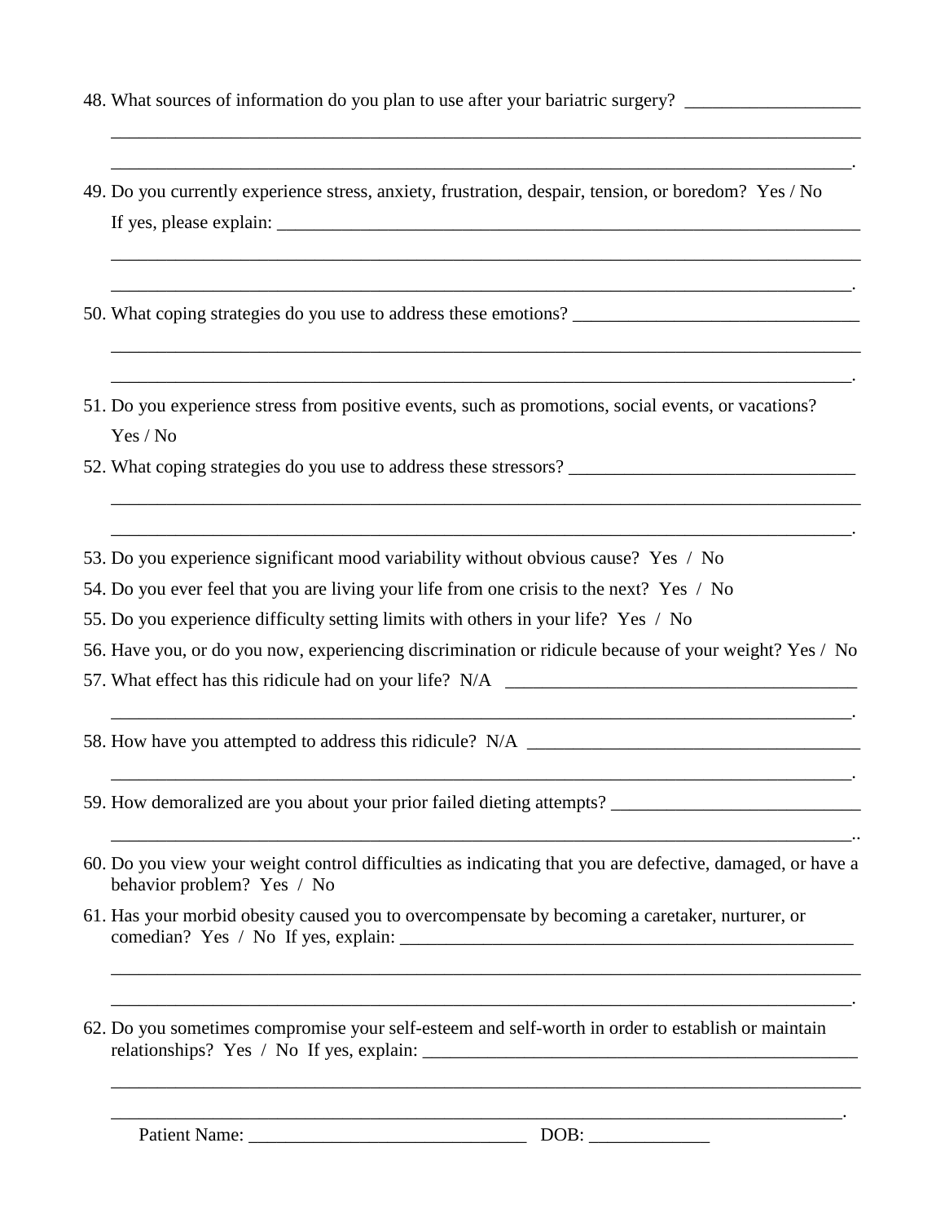48. What sources of information do you plan to use after your bariatric surgery? ___________________
_____________________________________________________________________________________
____________________________________________________________________________________.

49. Do you currently experience stress, anxiety, frustration, despair, tension, or boredom? Yes / No
If yes, please explain: ________________________________________________________________
_____________________________________________________________________________________
____________________________________________________________________________________.

50. What coping strategies do you use to address these emotions? ________________________________
_____________________________________________________________________________________
____________________________________________________________________________________.

51. Do you experience stress from positive events, such as promotions, social events, or vacations?
Yes / No

52. What coping strategies do you use to address these stressors? ________________________________
_____________________________________________________________________________________
____________________________________________________________________________________.

53. Do you experience significant mood variability without obvious cause? Yes / No

54. Do you ever feel that you are living your life from one crisis to the next? Yes / No

55. Do you experience difficulty setting limits with others in your life? Yes / No

56. Have you, or do you now, experiencing discrimination or ridicule because of your weight? Yes / No

57. What effect has this ridicule had on your life? N/A ______________________________________
____________________________________________________________________________________.

58. How have you attempted to address this ridicule? N/A ____________________________________
____________________________________________________________________________________.

59. How demoralized are you about your prior failed dieting attempts? ___________________________
____________________________________________________________________________________..

60. Do you view your weight control difficulties as indicating that you are defective, damaged, or have a behavior problem? Yes / No

61. Has your morbid obesity caused you to overcompensate by becoming a caretaker, nurturer, or comedian? Yes / No If yes, explain: ___________________________________________________
_____________________________________________________________________________________
____________________________________________________________________________________.

62. Do you sometimes compromise your self-esteem and self-worth in order to establish or maintain relationships? Yes / No If yes, explain: ________________________________________________
_____________________________________________________________________________________
____________________________________________________________________________________.

Patient Name: _______________________________ DOB: _____________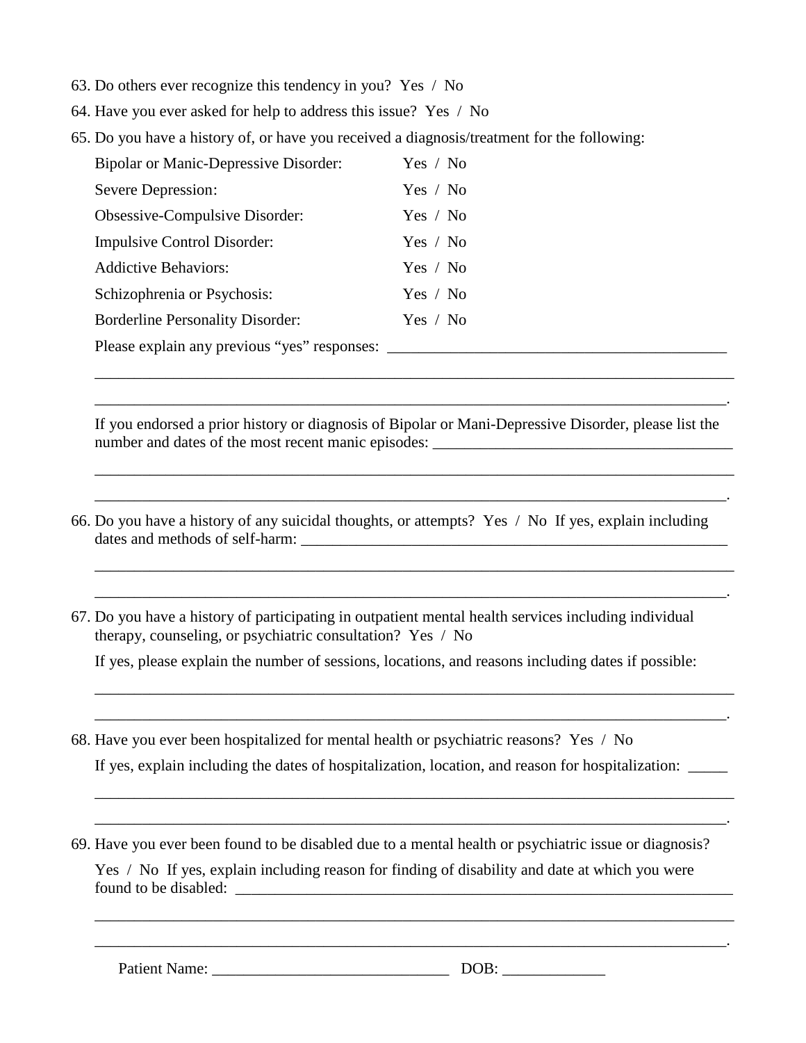63. Do others ever recognize this tendency in you? Yes / No
64. Have you ever asked for help to address this issue? Yes / No
65. Do you have a history of, or have you received a diagnosis/treatment for the following:

| | |
|---|---|
| Bipolar or Manic-Depressive Disorder: | Yes / No |
| Severe Depression: | Yes / No |
| Obsessive-Compulsive Disorder: | Yes / No |
| Impulsive Control Disorder: | Yes / No |
| Addictive Behaviors: | Yes / No |
| Schizophrenia or Psychosis: | Yes / No |
| Borderline Personality Disorder: | Yes / No |

Please explain any previous "yes" responses: ____________________________________________

_________________________________________________________________________________

________________________________________________________________________________.

If you endorsed a prior history or diagnosis of Bipolar or Mani-Depressive Disorder, please list the number and dates of the most recent manic episodes: ______________________________________

_________________________________________________________________________________

________________________________________________________________________________.

66. Do you have a history of any suicidal thoughts, or attempts? Yes / No If yes, explain including dates and methods of self-harm: _________________________________________________________

_________________________________________________________________________________

________________________________________________________________________________.

67. Do you have a history of participating in outpatient mental health services including individual therapy, counseling, or psychiatric consultation? Yes / No

If yes, please explain the number of sessions, locations, and reasons including dates if possible:

_________________________________________________________________________________

________________________________________________________________________________.

68. Have you ever been hospitalized for mental health or psychiatric reasons? Yes / No

If yes, explain including the dates of hospitalization, location, and reason for hospitalization: _____

_________________________________________________________________________________

________________________________________________________________________________.

69. Have you ever been found to be disabled due to a mental health or psychiatric issue or diagnosis?

Yes / No If yes, explain including reason for finding of disability and date at which you were found to be disabled: ___________________________________________________________________

_________________________________________________________________________________

________________________________________________________________________________.

Patient Name: ______________________________ DOB: _____________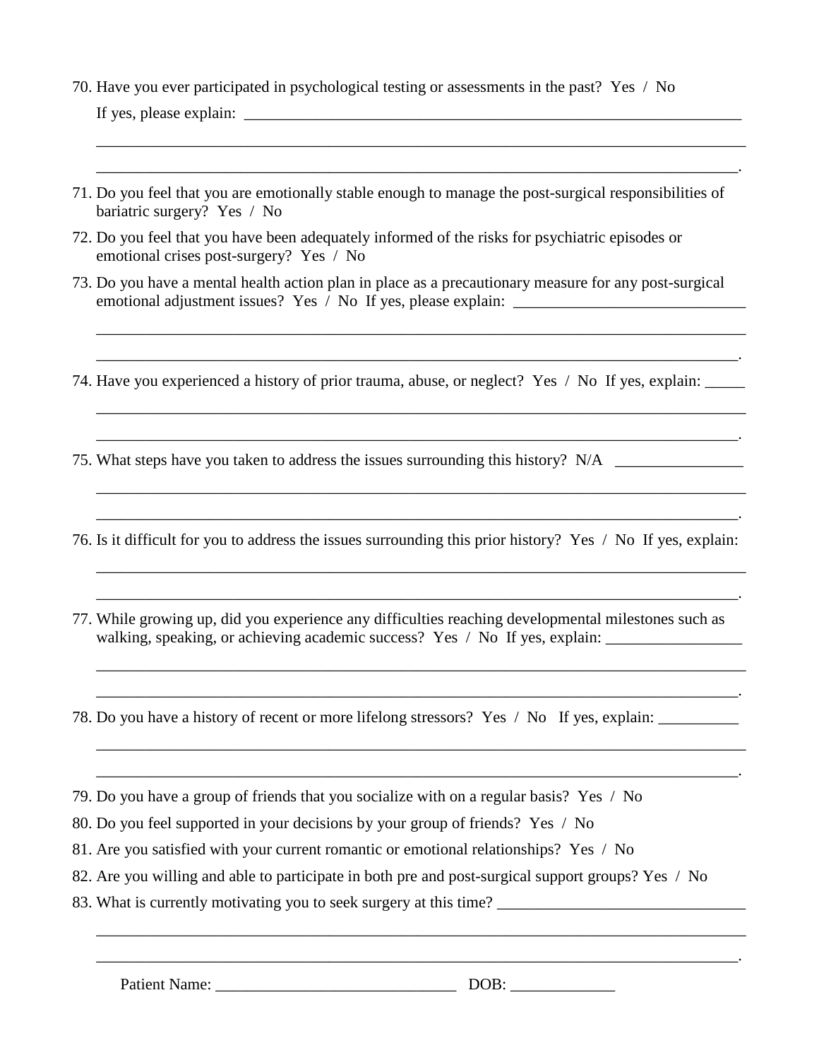70. Have you ever participated in psychological testing or assessments in the past? Yes / No
    If yes, please explain: ___________________________________________________________________
    ___________________________________________________________________________________
    ___________________________________________________________________________________.

71. Do you feel that you are emotionally stable enough to manage the post-surgical responsibilities of bariatric surgery? Yes / No

72. Do you feel that you have been adequately informed of the risks for psychiatric episodes or emotional crises post-surgery? Yes / No

73. Do you have a mental health action plan in place as a precautionary measure for any post-surgical emotional adjustment issues? Yes / No If yes, please explain: ______________________________
    ___________________________________________________________________________________
    ___________________________________________________________________________________.

74. Have you experienced a history of prior trauma, abuse, or neglect? Yes / No If yes, explain: _____
    ___________________________________________________________________________________
    ___________________________________________________________________________________.

75. What steps have you taken to address the issues surrounding this history? N/A ________________
    ___________________________________________________________________________________
    ___________________________________________________________________________________.

76. Is it difficult for you to address the issues surrounding this prior history? Yes / No If yes, explain:
    ___________________________________________________________________________________
    ___________________________________________________________________________________.

77. While growing up, did you experience any difficulties reaching developmental milestones such as walking, speaking, or achieving academic success? Yes / No If yes, explain: _________________
    ___________________________________________________________________________________
    ___________________________________________________________________________________.

78. Do you have a history of recent or more lifelong stressors? Yes / No If yes, explain: __________
    ___________________________________________________________________________________
    ___________________________________________________________________________________.

79. Do you have a group of friends that you socialize with on a regular basis? Yes / No

80. Do you feel supported in your decisions by your group of friends? Yes / No

81. Are you satisfied with your current romantic or emotional relationships? Yes / No

82. Are you willing and able to participate in both pre and post-surgical support groups? Yes / No

83. What is currently motivating you to seek surgery at this time? _______________________________
    ___________________________________________________________________________________
    ___________________________________________________________________________________.

Patient Name: ______________________________ DOB: _____________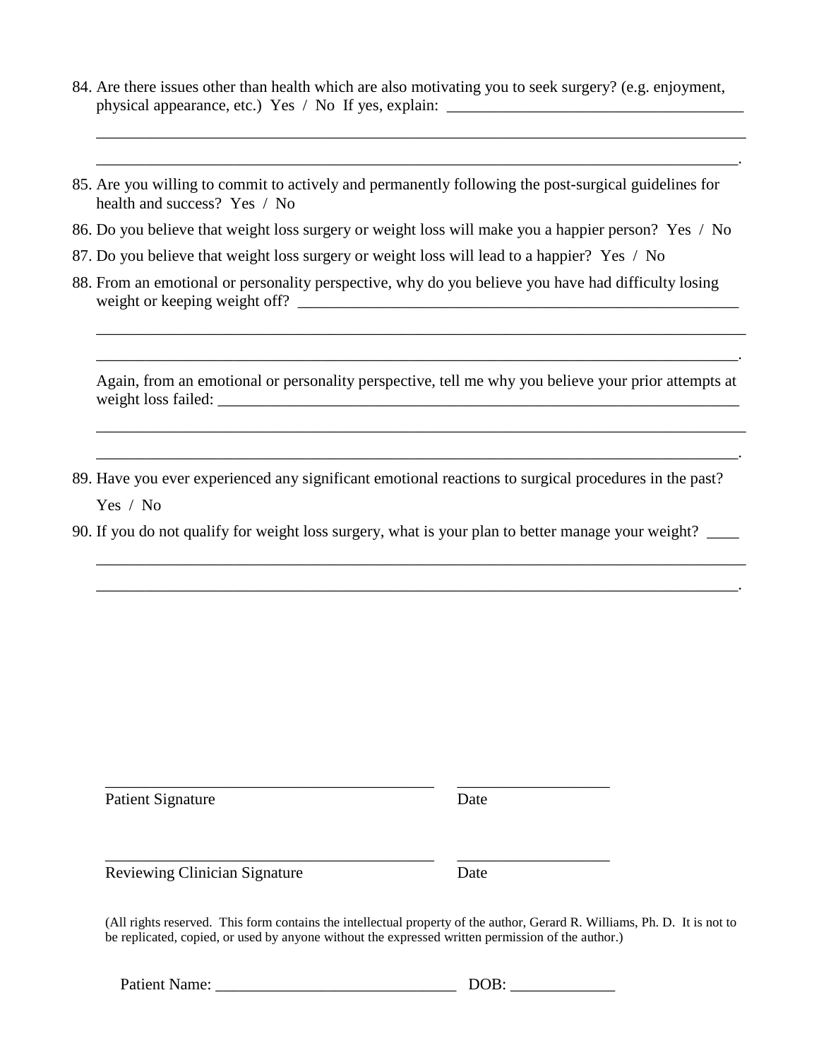84. Are there issues other than health which are also motivating you to seek surgery? (e.g. enjoyment, physical appearance, etc.) Yes / No If yes, explain: ______________________________________

    ________________________________________________________________________________

    _______________________________________________________________________________.

85. Are you willing to commit to actively and permanently following the post-surgical guidelines for health and success? Yes / No

86. Do you believe that weight loss surgery or weight loss will make you a happier person? Yes / No

87. Do you believe that weight loss surgery or weight loss will lead to a happier? Yes / No

88. From an emotional or personality perspective, why do you believe you have had difficulty losing weight or keeping weight off? ___________________________________________________________

    ________________________________________________________________________________

    _______________________________________________________________________________.

    Again, from an emotional or personality perspective, tell me why you believe your prior attempts at weight loss failed: ____________________________________________________________________

    ________________________________________________________________________________

    _______________________________________________________________________________.

89. Have you ever experienced any significant emotional reactions to surgical procedures in the past?

    Yes / No

90. If you do not qualify for weight loss surgery, what is your plan to better manage your weight? ____

    ________________________________________________________________________________

    _______________________________________________________________________________.

__________________________________________ ___________________

Patient Signature Date

__________________________________________ ___________________

Reviewing Clinician Signature Date

(All rights reserved. This form contains the intellectual property of the author, Gerard R. Williams, Ph. D. It is not to be replicated, copied, or used by anyone without the expressed written permission of the author.)

Patient Name: ______________________________ DOB: _____________